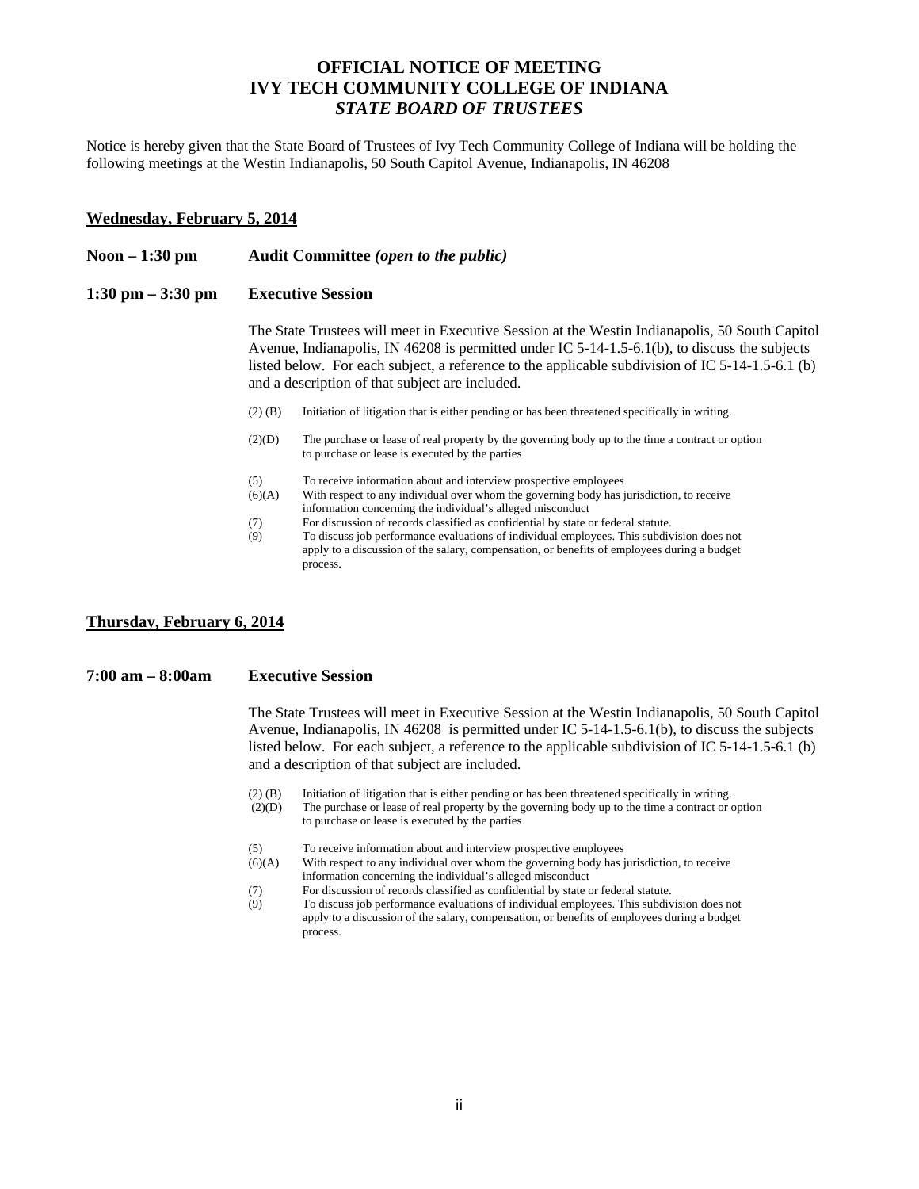# OFFICIAL NOTICE OF MEETING
# IVY TECH COMMUNITY COLLEGE OF INDIANA
## *STATE BOARD OF TRUSTEES*

Notice is hereby given that the State Board of Trustees of Ivy Tech Community College of Indiana will be holding the following meetings at the Westin Indianapolis, 50 South Capitol Avenue, Indianapolis, IN 46208

### <u>Wednesday, February 5, 2014</u>

**Noon – 1:30 pm** **Audit Committee *(open to the public)***

**1:30 pm – 3:30 pm** **Executive Session**

The State Trustees will meet in Executive Session at the Westin Indianapolis, 50 South Capitol Avenue, Indianapolis, IN 46208 is permitted under IC 5-14-1.5-6.1(b), to discuss the subjects listed below. For each subject, a reference to the applicable subdivision of IC 5-14-1.5-6.1 (b) and a description of that subject are included.

- (2) (B) Initiation of litigation that is either pending or has been threatened specifically in writing.
- (2)(D) The purchase or lease of real property by the governing body up to the time a contract or option to purchase or lease is executed by the parties
- (5) To receive information about and interview prospective employees
- (6)(A) With respect to any individual over whom the governing body has jurisdiction, to receive information concerning the individual's alleged misconduct
- (7) For discussion of records classified as confidential by state or federal statute.
- (9) To discuss job performance evaluations of individual employees. This subdivision does not apply to a discussion of the salary, compensation, or benefits of employees during a budget process.

### <u>Thursday, February 6, 2014</u>

**7:00 am – 8:00am** **Executive Session**

The State Trustees will meet in Executive Session at the Westin Indianapolis, 50 South Capitol Avenue, Indianapolis, IN 46208 is permitted under IC 5-14-1.5-6.1(b), to discuss the subjects listed below. For each subject, a reference to the applicable subdivision of IC 5-14-1.5-6.1 (b) and a description of that subject are included.

- (2) (B) Initiation of litigation that is either pending or has been threatened specifically in writing.
- (2)(D) The purchase or lease of real property by the governing body up to the time a contract or option to purchase or lease is executed by the parties
- (5) To receive information about and interview prospective employees
- (6)(A) With respect to any individual over whom the governing body has jurisdiction, to receive information concerning the individual's alleged misconduct
- (7) For discussion of records classified as confidential by state or federal statute.
- (9) To discuss job performance evaluations of individual employees. This subdivision does not apply to a discussion of the salary, compensation, or benefits of employees during a budget process.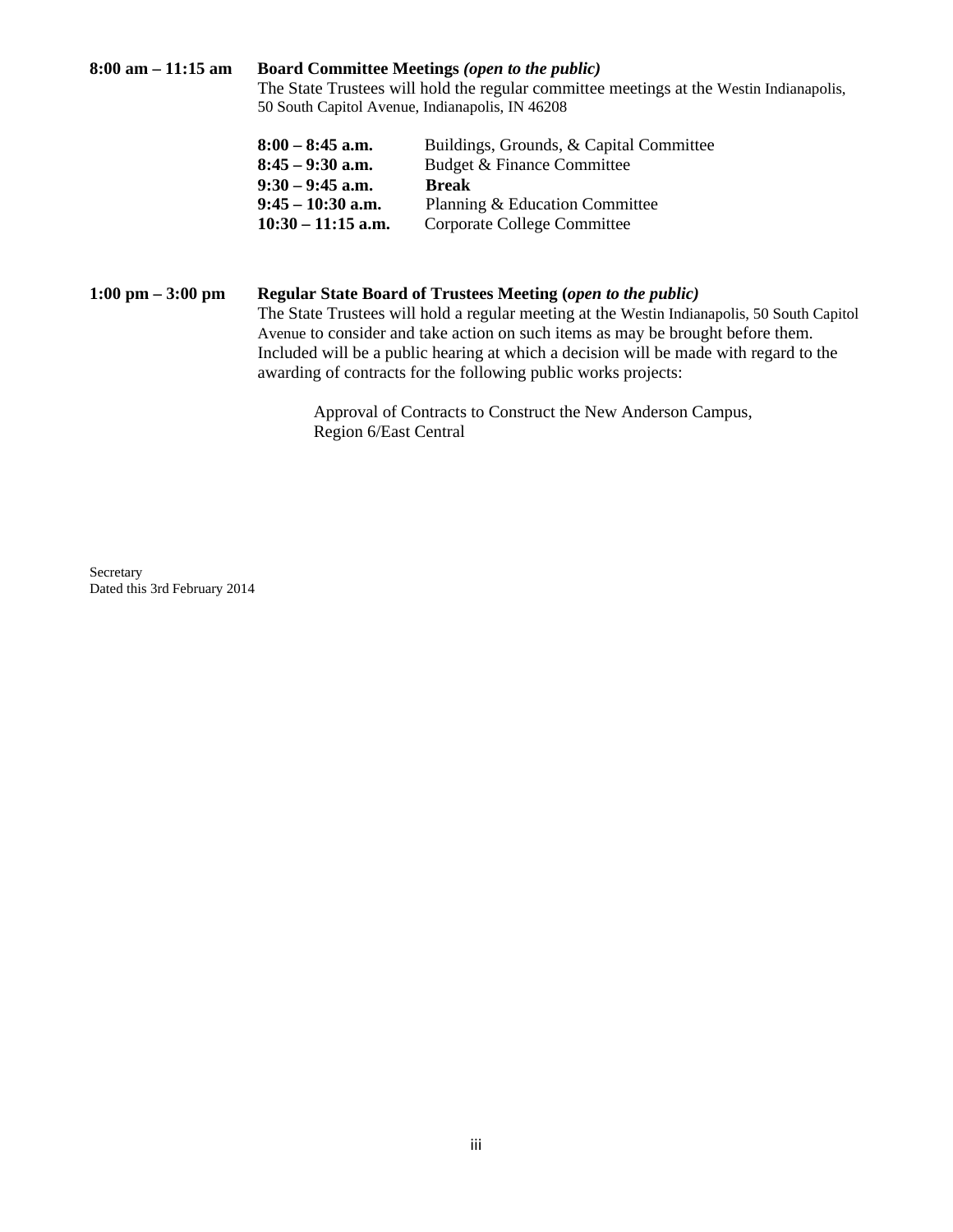**8:00 am – 11:15 am** **Board Committee Meetings *(open to the public)***

The State Trustees will hold the regular committee meetings at the Westin Indianapolis, 50 South Capitol Avenue, Indianapolis, IN 46208

| | |
|---|---|
| **8:00 – 8:45 a.m.** | Buildings, Grounds, & Capital Committee |
| **8:45 – 9:30 a.m.** | Budget & Finance Committee |
| **9:30 – 9:45 a.m.** | **Break** |
| **9:45 – 10:30 a.m.** | Planning & Education Committee |
| **10:30 – 11:15 a.m.** | Corporate College Committee |

**1:00 pm – 3:00 pm** **Regular State Board of Trustees Meeting (*open to the public)***

The State Trustees will hold a regular meeting at the Westin Indianapolis, 50 South Capitol Avenue to consider and take action on such items as may be brought before them. Included will be a public hearing at which a decision will be made with regard to the awarding of contracts for the following public works projects:

Approval of Contracts to Construct the New Anderson Campus, Region 6/East Central

Secretary
Dated this 3rd February 2014